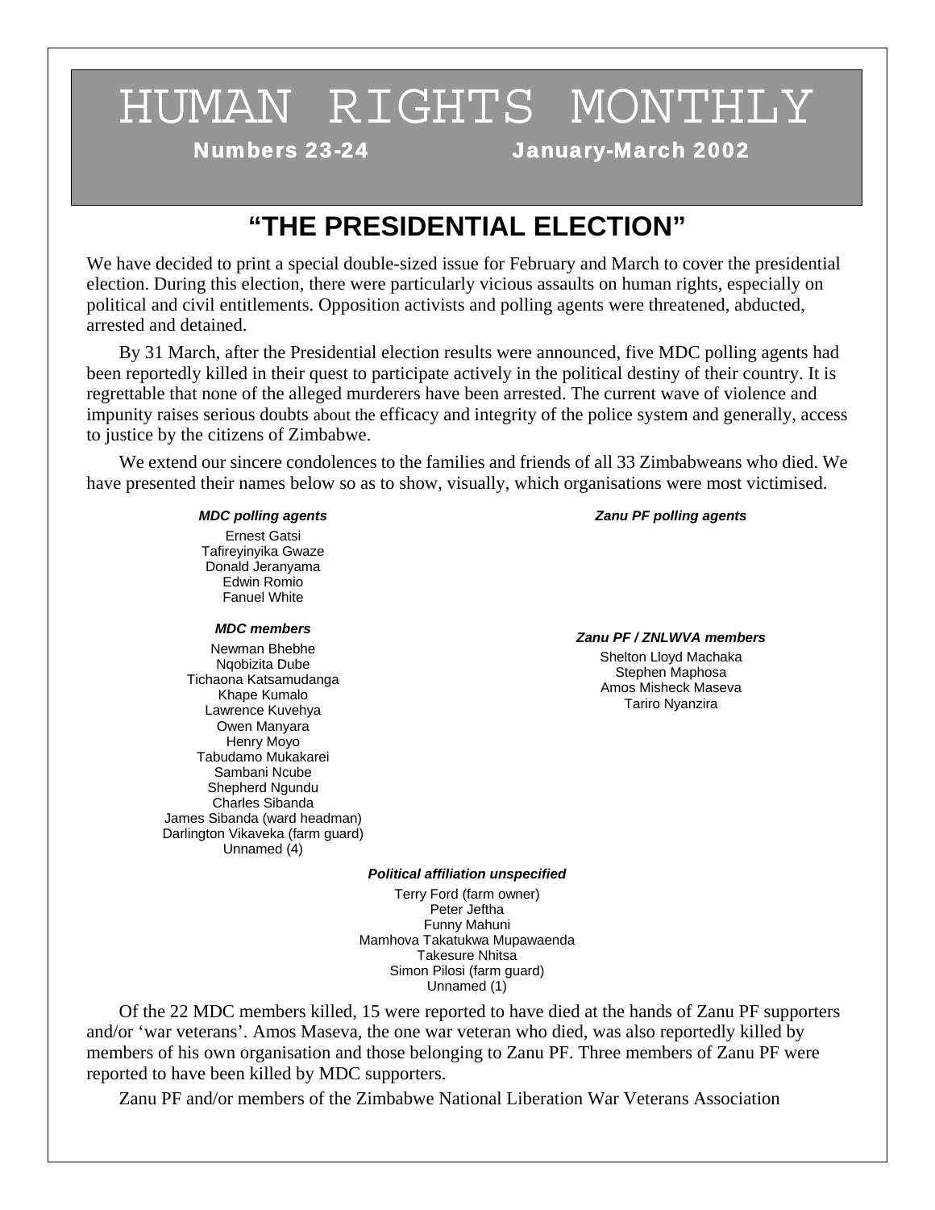# HUMAN RIGHTS MONTHLY

**Numbers 23-24** **January-March 2002**

## "THE PRESIDENTIAL ELECTION"

We have decided to print a special double-sized issue for February and March to cover the presidential election. During this election, there were particularly vicious assaults on human rights, especially on political and civil entitlements. Opposition activists and polling agents were threatened, abducted, arrested and detained.

By 31 March, after the Presidential election results were announced, five MDC polling agents had been reportedly killed in their quest to participate actively in the political destiny of their country. It is regrettable that none of the alleged murderers have been arrested. The current wave of violence and impunity raises serious doubts about the efficacy and integrity of the police system and generally, access to justice by the citizens of Zimbabwe.

We extend our sincere condolences to the families and friends of all 33 Zimbabweans who died. We have presented their names below so as to show, visually, which organisations were most victimised.

***MDC polling agents***

Ernest Gatsi
Tafireyinyika Gwaze
Donald Jeranyama
Edwin Romio
Fanuel White

***Zanu PF polling agents***

***MDC members***

Newman Bhebhe
Nqobizita Dube
Tichaona Katsamudanga
Khape Kumalo
Lawrence Kuvehya
Owen Manyara
Henry Moyo
Tabudamo Mukakarei
Sambani Ncube
Shepherd Ngundu
Charles Sibanda
James Sibanda (ward headman)
Darlington Vikaveka (farm guard)
Unnamed (4)

***Zanu PF / ZNLWVA members***

Shelton Lloyd Machaka
Stephen Maphosa
Amos Misheck Maseva
Tariro Nyanzira

***Political affiliation unspecified***

Terry Ford (farm owner)
Peter Jeftha
Funny Mahuni
Mamhova Takatukwa Mupawaenda
Takesure Nhitsa
Simon Pilosi (farm guard)
Unnamed (1)

Of the 22 MDC members killed, 15 were reported to have died at the hands of Zanu PF supporters and/or 'war veterans'. Amos Maseva, the one war veteran who died, was also reportedly killed by members of his own organisation and those belonging to Zanu PF. Three members of Zanu PF were reported to have been killed by MDC supporters.

Zanu PF and/or members of the Zimbabwe National Liberation War Veterans Association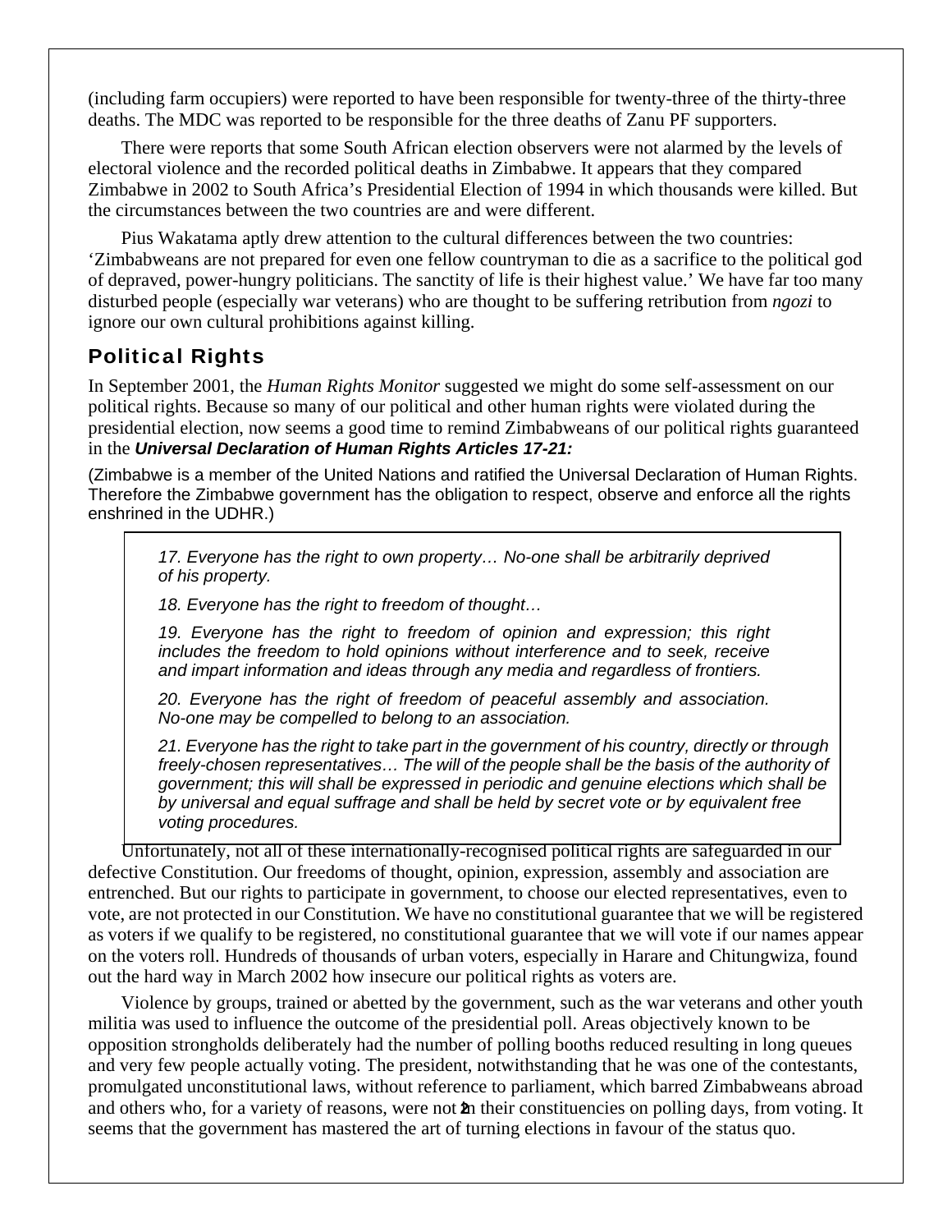(including farm occupiers) were reported to have been responsible for twenty-three of the thirty-three deaths. The MDC was reported to be responsible for the three deaths of Zanu PF supporters.

There were reports that some South African election observers were not alarmed by the levels of electoral violence and the recorded political deaths in Zimbabwe. It appears that they compared Zimbabwe in 2002 to South Africa's Presidential Election of 1994 in which thousands were killed. But the circumstances between the two countries are and were different.

Pius Wakatama aptly drew attention to the cultural differences between the two countries: 'Zimbabweans are not prepared for even one fellow countryman to die as a sacrifice to the political god of depraved, power-hungry politicians. The sanctity of life is their highest value.' We have far too many disturbed people (especially war veterans) who are thought to be suffering retribution from *ngozi* to ignore our own cultural prohibitions against killing.

## Political Rights

In September 2001, the *Human Rights Monitor* suggested we might do some self-assessment on our political rights. Because so many of our political and other human rights were violated during the presidential election, now seems a good time to remind Zimbabweans of our political rights guaranteed in the ***Universal Declaration of Human Rights Articles 17-21:***

(Zimbabwe is a member of the United Nations and ratified the Universal Declaration of Human Rights. Therefore the Zimbabwe government has the obligation to respect, observe and enforce all the rights enshrined in the UDHR.)

> *17. Everyone has the right to own property… No-one shall be arbitrarily deprived of his property.*
>
> *18. Everyone has the right to freedom of thought…*
>
> *19. Everyone has the right to freedom of opinion and expression; this right includes the freedom to hold opinions without interference and to seek, receive and impart information and ideas through any media and regardless of frontiers.*
>
> *20. Everyone has the right of freedom of peaceful assembly and association. No-one may be compelled to belong to an association.*
>
> *21. Everyone has the right to take part in the government of his country, directly or through freely-chosen representatives… The will of the people shall be the basis of the authority of government; this will shall be expressed in periodic and genuine elections which shall be by universal and equal suffrage and shall be held by secret vote or by equivalent free voting procedures.*

Unfortunately, not all of these internationally-recognised political rights are safeguarded in our defective Constitution. Our freedoms of thought, opinion, expression, assembly and association are entrenched. But our rights to participate in government, to choose our elected representatives, even to vote, are not protected in our Constitution. We have no constitutional guarantee that we will be registered as voters if we qualify to be registered, no constitutional guarantee that we will vote if our names appear on the voters roll. Hundreds of thousands of urban voters, especially in Harare and Chitungwiza, found out the hard way in March 2002 how insecure our political rights as voters are.

Violence by groups, trained or abetted by the government, such as the war veterans and other youth militia was used to influence the outcome of the presidential poll. Areas objectively known to be opposition strongholds deliberately had the number of polling booths reduced resulting in long queues and very few people actually voting. The president, notwithstanding that he was one of the contestants, promulgated unconstitutional laws, without reference to parliament, which barred Zimbabweans abroad and others who, for a variety of reasons, were not in their constituencies on polling days, from voting. It seems that the government has mastered the art of turning elections in favour of the status quo.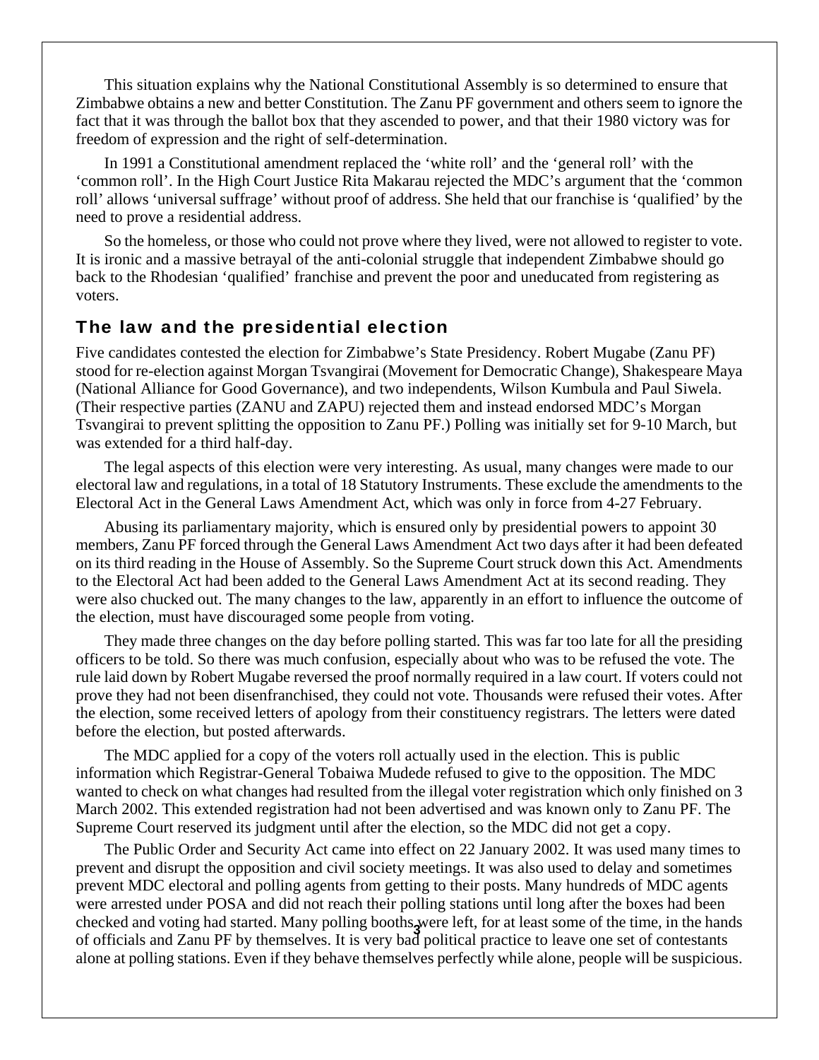This situation explains why the National Constitutional Assembly is so determined to ensure that Zimbabwe obtains a new and better Constitution. The Zanu PF government and others seem to ignore the fact that it was through the ballot box that they ascended to power, and that their 1980 victory was for freedom of expression and the right of self-determination.

In 1991 a Constitutional amendment replaced the 'white roll' and the 'general roll' with the 'common roll'. In the High Court Justice Rita Makarau rejected the MDC's argument that the 'common roll' allows 'universal suffrage' without proof of address. She held that our franchise is 'qualified' by the need to prove a residential address.

So the homeless, or those who could not prove where they lived, were not allowed to register to vote. It is ironic and a massive betrayal of the anti-colonial struggle that independent Zimbabwe should go back to the Rhodesian 'qualified' franchise and prevent the poor and uneducated from registering as voters.

## The law and the presidential election

Five candidates contested the election for Zimbabwe's State Presidency. Robert Mugabe (Zanu PF) stood for re-election against Morgan Tsvangirai (Movement for Democratic Change), Shakespeare Maya (National Alliance for Good Governance), and two independents, Wilson Kumbula and Paul Siwela. (Their respective parties (ZANU and ZAPU) rejected them and instead endorsed MDC's Morgan Tsvangirai to prevent splitting the opposition to Zanu PF.) Polling was initially set for 9-10 March, but was extended for a third half-day.

The legal aspects of this election were very interesting. As usual, many changes were made to our electoral law and regulations, in a total of 18 Statutory Instruments. These exclude the amendments to the Electoral Act in the General Laws Amendment Act, which was only in force from 4-27 February.

Abusing its parliamentary majority, which is ensured only by presidential powers to appoint 30 members, Zanu PF forced through the General Laws Amendment Act two days after it had been defeated on its third reading in the House of Assembly. So the Supreme Court struck down this Act. Amendments to the Electoral Act had been added to the General Laws Amendment Act at its second reading. They were also chucked out. The many changes to the law, apparently in an effort to influence the outcome of the election, must have discouraged some people from voting.

They made three changes on the day before polling started. This was far too late for all the presiding officers to be told. So there was much confusion, especially about who was to be refused the vote. The rule laid down by Robert Mugabe reversed the proof normally required in a law court. If voters could not prove they had not been disenfranchised, they could not vote. Thousands were refused their votes. After the election, some received letters of apology from their constituency registrars. The letters were dated before the election, but posted afterwards.

The MDC applied for a copy of the voters roll actually used in the election. This is public information which Registrar-General Tobaiwa Mudede refused to give to the opposition. The MDC wanted to check on what changes had resulted from the illegal voter registration which only finished on 3 March 2002. This extended registration had not been advertised and was known only to Zanu PF. The Supreme Court reserved its judgment until after the election, so the MDC did not get a copy.

The Public Order and Security Act came into effect on 22 January 2002. It was used many times to prevent and disrupt the opposition and civil society meetings. It was also used to delay and sometimes prevent MDC electoral and polling agents from getting to their posts. Many hundreds of MDC agents were arrested under POSA and did not reach their polling stations until long after the boxes had been checked and voting had started. Many polling booths were left, for at least some of the time, in the hands of officials and Zanu PF by themselves. It is very bad political practice to leave one set of contestants alone at polling stations. Even if they behave themselves perfectly while alone, people will be suspicious.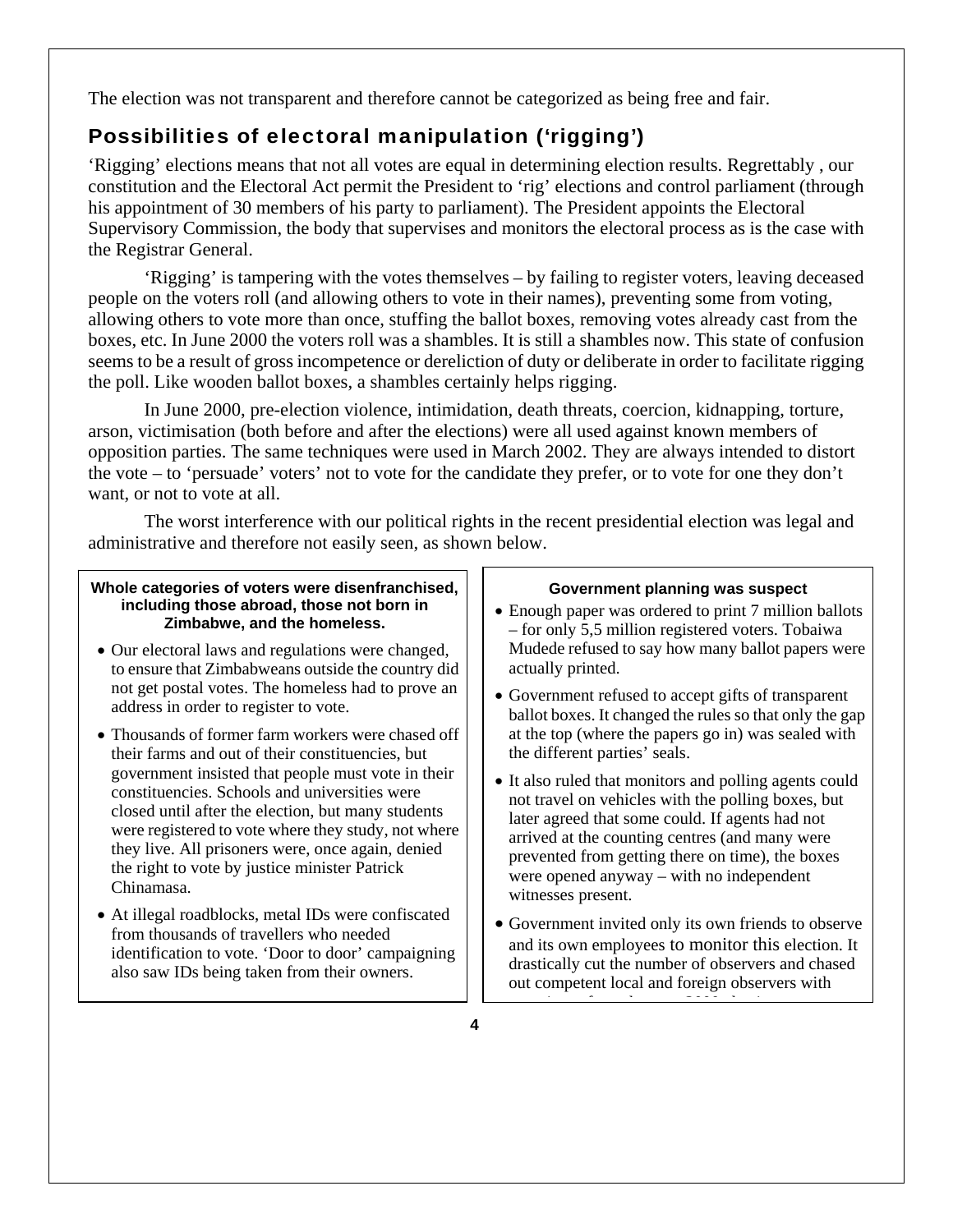The election was not transparent and therefore cannot be categorized as being free and fair.

## Possibilities of electoral manipulation ('rigging')

'Rigging' elections means that not all votes are equal in determining election results. Regrettably , our constitution and the Electoral Act permit the President to 'rig' elections and control parliament (through his appointment of 30 members of his party to parliament). The President appoints the Electoral Supervisory Commission, the body that supervises and monitors the electoral process as is the case with the Registrar General.

'Rigging' is tampering with the votes themselves – by failing to register voters, leaving deceased people on the voters roll (and allowing others to vote in their names), preventing some from voting, allowing others to vote more than once, stuffing the ballot boxes, removing votes already cast from the boxes, etc. In June 2000 the voters roll was a shambles. It is still a shambles now. This state of confusion seems to be a result of gross incompetence or dereliction of duty or deliberate in order to facilitate rigging the poll. Like wooden ballot boxes, a shambles certainly helps rigging.

In June 2000, pre-election violence, intimidation, death threats, coercion, kidnapping, torture, arson, victimisation (both before and after the elections) were all used against known members of opposition parties. The same techniques were used in March 2002. They are always intended to distort the vote – to 'persuade' voters' not to vote for the candidate they prefer, or to vote for one they don't want, or not to vote at all.

The worst interference with our political rights in the recent presidential election was legal and administrative and therefore not easily seen, as shown below.

**Whole categories of voters were disenfranchised, including those abroad, those not born in Zimbabwe, and the homeless.**

- Our electoral laws and regulations were changed, to ensure that Zimbabweans outside the country did not get postal votes. The homeless had to prove an address in order to register to vote.
- Thousands of former farm workers were chased off their farms and out of their constituencies, but government insisted that people must vote in their constituencies. Schools and universities were closed until after the election, but many students were registered to vote where they study, not where they live. All prisoners were, once again, denied the right to vote by justice minister Patrick Chinamasa.
- At illegal roadblocks, metal IDs were confiscated from thousands of travellers who needed identification to vote. 'Door to door' campaigning also saw IDs being taken from their owners.

**Government planning was suspect**

- Enough paper was ordered to print 7 million ballots – for only 5,5 million registered voters. Tobaiwa Mudede refused to say how many ballot papers were actually printed.
- Government refused to accept gifts of transparent ballot boxes. It changed the rules so that only the gap at the top (where the papers go in) was sealed with the different parties' seals.
- It also ruled that monitors and polling agents could not travel on vehicles with the polling boxes, but later agreed that some could. If agents had not arrived at the counting centres (and many were prevented from getting there on time), the boxes were opened anyway – with no independent witnesses present.
- Government invited only its own friends to observe and its own employees to monitor this election. It drastically cut the number of observers and chased out competent local and foreign observers with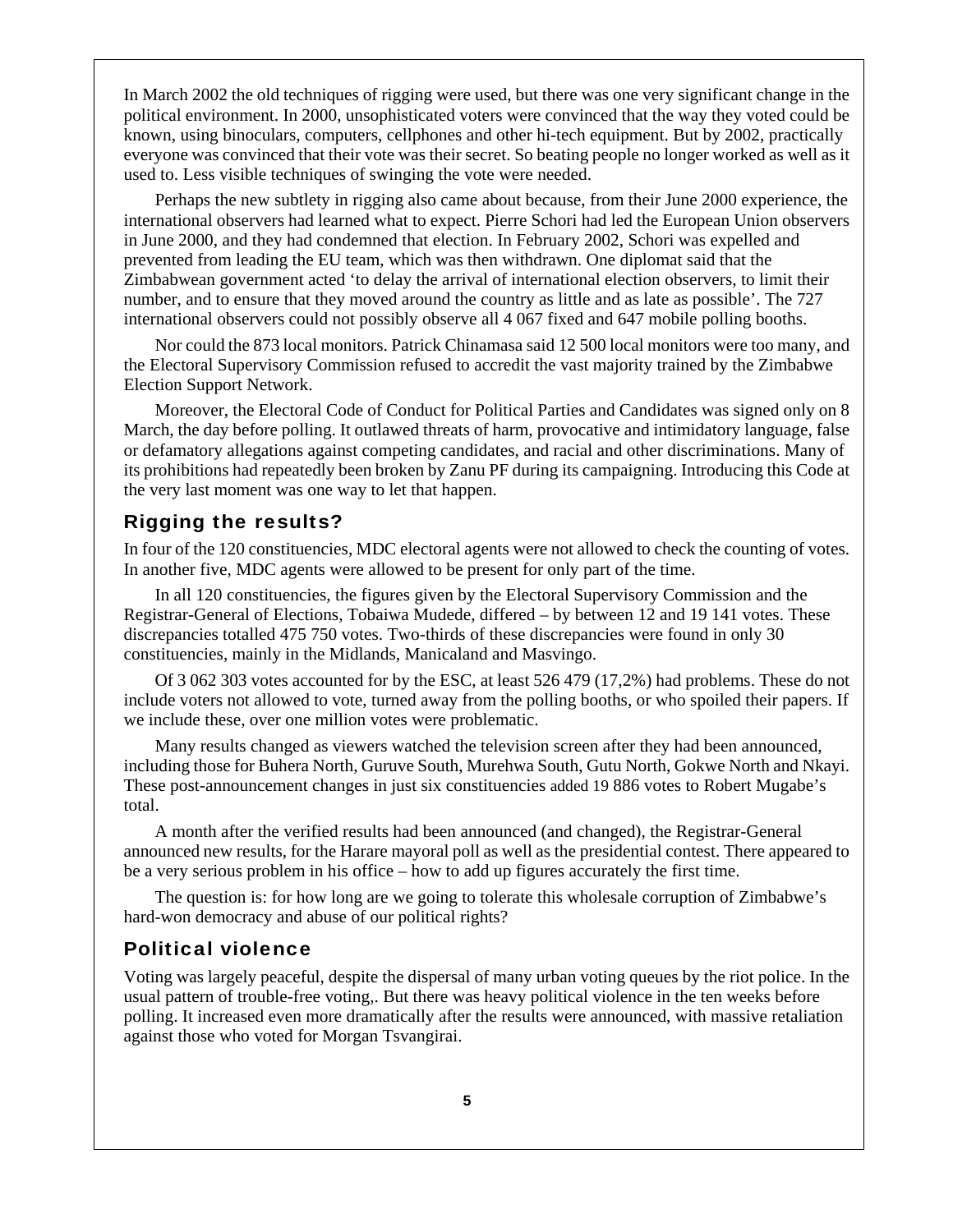In March 2002 the old techniques of rigging were used, but there was one very significant change in the political environment. In 2000, unsophisticated voters were convinced that the way they voted could be known, using binoculars, computers, cellphones and other hi-tech equipment. But by 2002, practically everyone was convinced that their vote was their secret. So beating people no longer worked as well as it used to. Less visible techniques of swinging the vote were needed.

Perhaps the new subtlety in rigging also came about because, from their June 2000 experience, the international observers had learned what to expect. Pierre Schori had led the European Union observers in June 2000, and they had condemned that election. In February 2002, Schori was expelled and prevented from leading the EU team, which was then withdrawn. One diplomat said that the Zimbabwean government acted 'to delay the arrival of international election observers, to limit their number, and to ensure that they moved around the country as little and as late as possible'. The 727 international observers could not possibly observe all 4 067 fixed and 647 mobile polling booths.

Nor could the 873 local monitors. Patrick Chinamasa said 12 500 local monitors were too many, and the Electoral Supervisory Commission refused to accredit the vast majority trained by the Zimbabwe Election Support Network.

Moreover, the Electoral Code of Conduct for Political Parties and Candidates was signed only on 8 March, the day before polling. It outlawed threats of harm, provocative and intimidatory language, false or defamatory allegations against competing candidates, and racial and other discriminations. Many of its prohibitions had repeatedly been broken by Zanu PF during its campaigning. Introducing this Code at the very last moment was one way to let that happen.

## Rigging the results?

In four of the 120 constituencies, MDC electoral agents were not allowed to check the counting of votes. In another five, MDC agents were allowed to be present for only part of the time.

In all 120 constituencies, the figures given by the Electoral Supervisory Commission and the Registrar-General of Elections, Tobaiwa Mudede, differed – by between 12 and 19 141 votes. These discrepancies totalled 475 750 votes. Two-thirds of these discrepancies were found in only 30 constituencies, mainly in the Midlands, Manicaland and Masvingo.

Of 3 062 303 votes accounted for by the ESC, at least 526 479 (17,2%) had problems. These do not include voters not allowed to vote, turned away from the polling booths, or who spoiled their papers. If we include these, over one million votes were problematic.

Many results changed as viewers watched the television screen after they had been announced, including those for Buhera North, Guruve South, Murehwa South, Gutu North, Gokwe North and Nkayi. These post-announcement changes in just six constituencies added 19 886 votes to Robert Mugabe's total.

A month after the verified results had been announced (and changed), the Registrar-General announced new results, for the Harare mayoral poll as well as the presidential contest. There appeared to be a very serious problem in his office – how to add up figures accurately the first time.

The question is: for how long are we going to tolerate this wholesale corruption of Zimbabwe's hard-won democracy and abuse of our political rights?

## Political violence

Voting was largely peaceful, despite the dispersal of many urban voting queues by the riot police. In the usual pattern of trouble-free voting,. But there was heavy political violence in the ten weeks before polling. It increased even more dramatically after the results were announced, with massive retaliation against those who voted for Morgan Tsvangirai.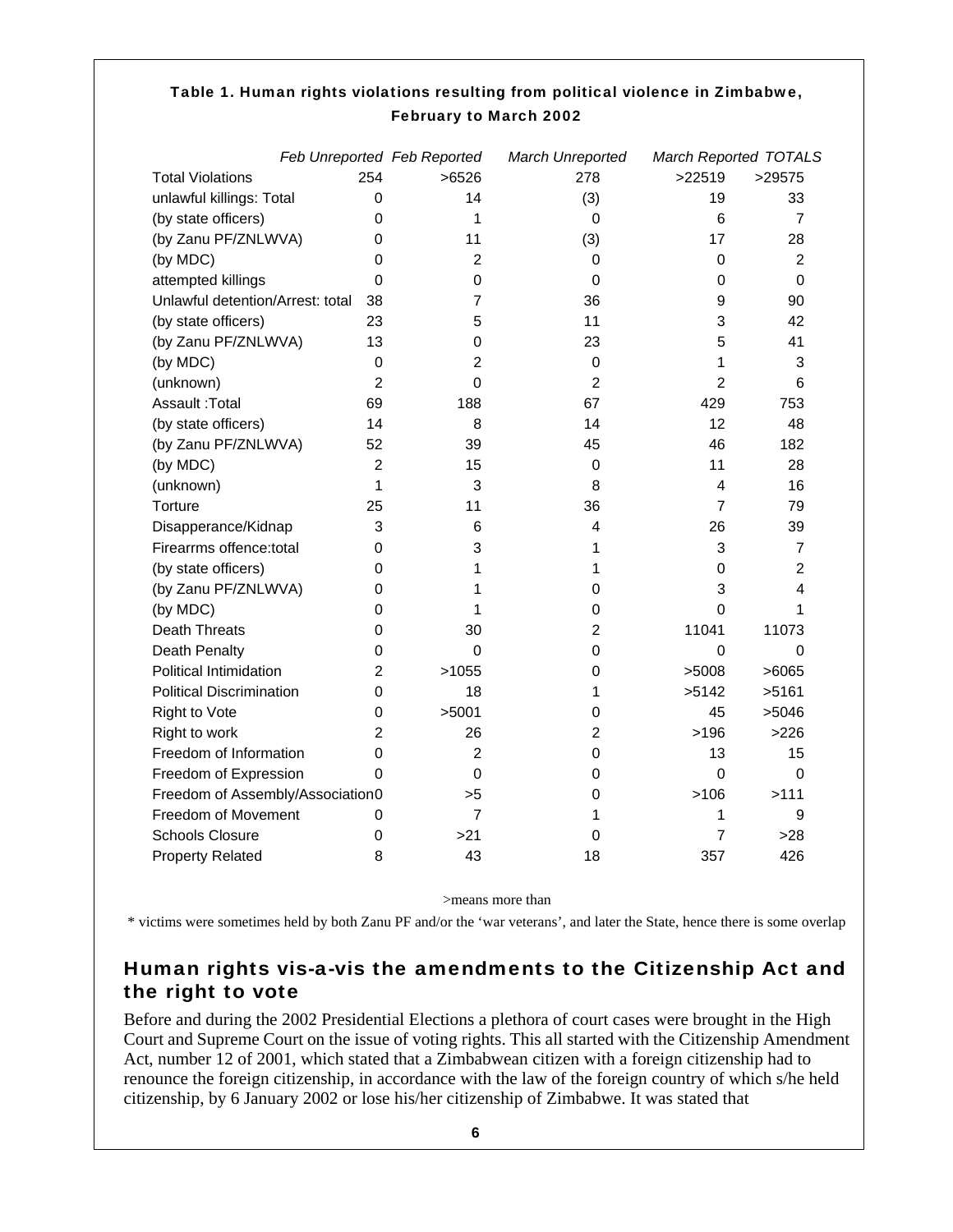**Table 1. Human rights violations resulting from political violence in Zimbabwe, February to March 2002**

| | *Feb Unreported* | *Feb Reported* | *March Unreported* | *March Reported* | *TOTALS* |
|---|---|---|---|---|---|
| Total Violations | 254 | >6526 | 278 | >22519 | >29575 |
| unlawful killings: Total | 0 | 14 | (3) | 19 | 33 |
| (by state officers) | 0 | 1 | 0 | 6 | 7 |
| (by Zanu PF/ZNLWVA) | 0 | 11 | (3) | 17 | 28 |
| (by MDC) | 0 | 2 | 0 | 0 | 2 |
| attempted killings | 0 | 0 | 0 | 0 | 0 |
| Unlawful detention/Arrest: total | 38 | 7 | 36 | 9 | 90 |
| (by state officers) | 23 | 5 | 11 | 3 | 42 |
| (by Zanu PF/ZNLWVA) | 13 | 0 | 23 | 5 | 41 |
| (by MDC) | 0 | 2 | 0 | 1 | 3 |
| (unknown) | 2 | 0 | 2 | 2 | 6 |
| Assault :Total | 69 | 188 | 67 | 429 | 753 |
| (by state officers) | 14 | 8 | 14 | 12 | 48 |
| (by Zanu PF/ZNLWVA) | 52 | 39 | 45 | 46 | 182 |
| (by MDC) | 2 | 15 | 0 | 11 | 28 |
| (unknown) | 1 | 3 | 8 | 4 | 16 |
| Torture | 25 | 11 | 36 | 7 | 79 |
| Disapperance/Kidnap | 3 | 6 | 4 | 26 | 39 |
| Firearrms offence:total | 0 | 3 | 1 | 3 | 7 |
| (by state officers) | 0 | 1 | 1 | 0 | 2 |
| (by Zanu PF/ZNLWVA) | 0 | 1 | 0 | 3 | 4 |
| (by MDC) | 0 | 1 | 0 | 0 | 1 |
| Death Threats | 0 | 30 | 2 | 11041 | 11073 |
| Death Penalty | 0 | 0 | 0 | 0 | 0 |
| Political Intimidation | 2 | >1055 | 0 | >5008 | >6065 |
| Political Discrimination | 0 | 18 | 1 | >5142 | >5161 |
| Right to Vote | 0 | >5001 | 0 | 45 | >5046 |
| Right to work | 2 | 26 | 2 | >196 | >226 |
| Freedom of Information | 0 | 2 | 0 | 13 | 15 |
| Freedom of Expression | 0 | 0 | 0 | 0 | 0 |
| Freedom of Assembly/Association | 0 | >5 | 0 | >106 | >111 |
| Freedom of Movement | 0 | 7 | 1 | 1 | 9 |
| Schools Closure | 0 | >21 | 0 | 7 | >28 |
| Property Related | 8 | 43 | 18 | 357 | 426 |

>means more than

* victims were sometimes held by both Zanu PF and/or the 'war veterans', and later the State, hence there is some overlap

## Human rights vis-a-vis the amendments to the Citizenship Act and the right to vote

Before and during the 2002 Presidential Elections a plethora of court cases were brought in the High Court and Supreme Court on the issue of voting rights. This all started with the Citizenship Amendment Act, number 12 of 2001, which stated that a Zimbabwean citizen with a foreign citizenship had to renounce the foreign citizenship, in accordance with the law of the foreign country of which s/he held citizenship, by 6 January 2002 or lose his/her citizenship of Zimbabwe. It was stated that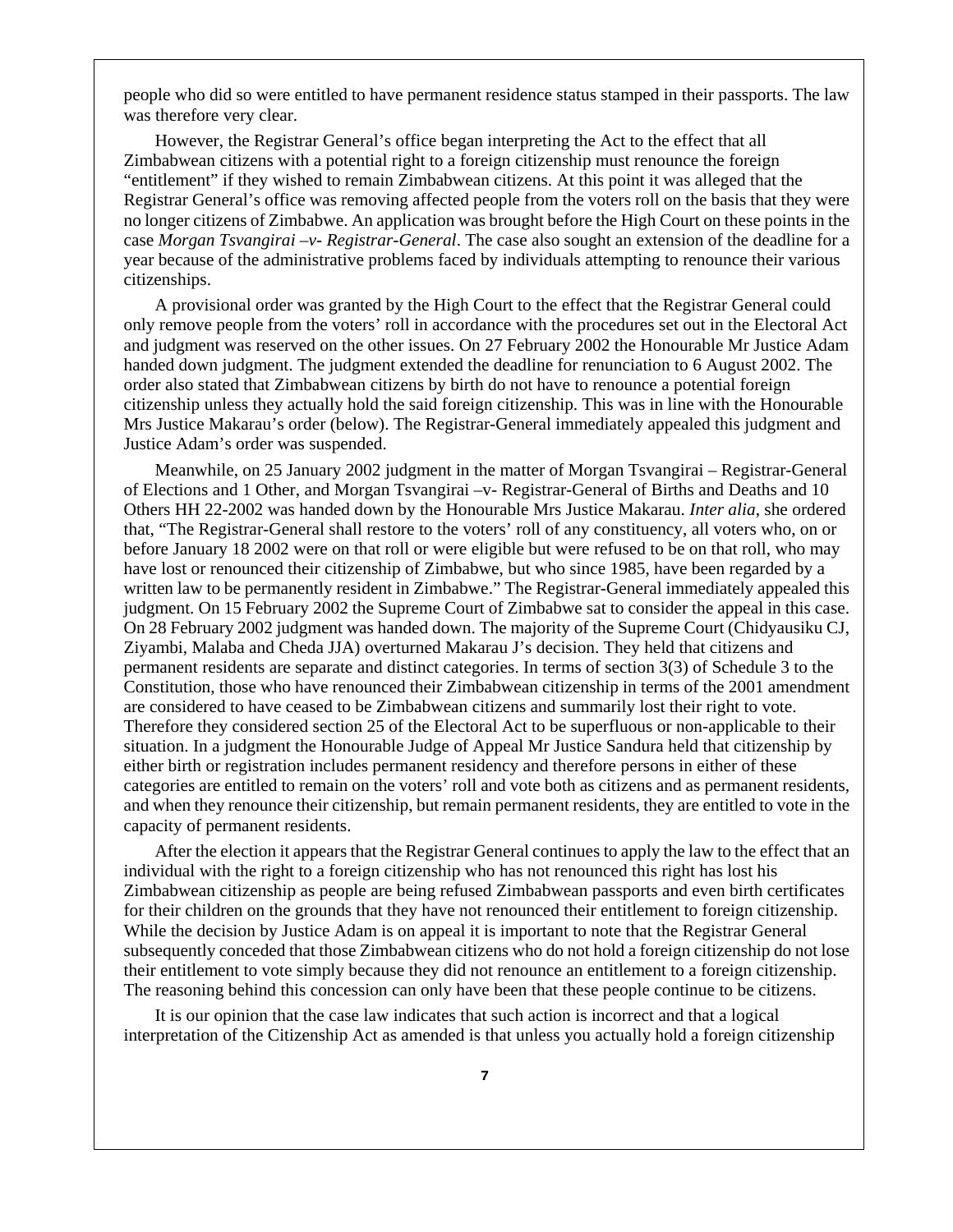people who did so were entitled to have permanent residence status stamped in their passports. The law was therefore very clear.

However, the Registrar General's office began interpreting the Act to the effect that all Zimbabwean citizens with a potential right to a foreign citizenship must renounce the foreign "entitlement" if they wished to remain Zimbabwean citizens. At this point it was alleged that the Registrar General's office was removing affected people from the voters roll on the basis that they were no longer citizens of Zimbabwe. An application was brought before the High Court on these points in the case *Morgan Tsvangirai –v- Registrar-General*. The case also sought an extension of the deadline for a year because of the administrative problems faced by individuals attempting to renounce their various citizenships.

A provisional order was granted by the High Court to the effect that the Registrar General could only remove people from the voters' roll in accordance with the procedures set out in the Electoral Act and judgment was reserved on the other issues. On 27 February 2002 the Honourable Mr Justice Adam handed down judgment. The judgment extended the deadline for renunciation to 6 August 2002. The order also stated that Zimbabwean citizens by birth do not have to renounce a potential foreign citizenship unless they actually hold the said foreign citizenship. This was in line with the Honourable Mrs Justice Makarau's order (below). The Registrar-General immediately appealed this judgment and Justice Adam's order was suspended.

Meanwhile, on 25 January 2002 judgment in the matter of Morgan Tsvangirai – Registrar-General of Elections and 1 Other, and Morgan Tsvangirai –v- Registrar-General of Births and Deaths and 10 Others HH 22-2002 was handed down by the Honourable Mrs Justice Makarau. *Inter alia*, she ordered that, "The Registrar-General shall restore to the voters' roll of any constituency, all voters who, on or before January 18 2002 were on that roll or were eligible but were refused to be on that roll, who may have lost or renounced their citizenship of Zimbabwe, but who since 1985, have been regarded by a written law to be permanently resident in Zimbabwe." The Registrar-General immediately appealed this judgment. On 15 February 2002 the Supreme Court of Zimbabwe sat to consider the appeal in this case. On 28 February 2002 judgment was handed down. The majority of the Supreme Court (Chidyausiku CJ, Ziyambi, Malaba and Cheda JJA) overturned Makarau J's decision. They held that citizens and permanent residents are separate and distinct categories. In terms of section 3(3) of Schedule 3 to the Constitution, those who have renounced their Zimbabwean citizenship in terms of the 2001 amendment are considered to have ceased to be Zimbabwean citizens and summarily lost their right to vote. Therefore they considered section 25 of the Electoral Act to be superfluous or non-applicable to their situation. In a judgment the Honourable Judge of Appeal Mr Justice Sandura held that citizenship by either birth or registration includes permanent residency and therefore persons in either of these categories are entitled to remain on the voters' roll and vote both as citizens and as permanent residents, and when they renounce their citizenship, but remain permanent residents, they are entitled to vote in the capacity of permanent residents.

After the election it appears that the Registrar General continues to apply the law to the effect that an individual with the right to a foreign citizenship who has not renounced this right has lost his Zimbabwean citizenship as people are being refused Zimbabwean passports and even birth certificates for their children on the grounds that they have not renounced their entitlement to foreign citizenship. While the decision by Justice Adam is on appeal it is important to note that the Registrar General subsequently conceded that those Zimbabwean citizens who do not hold a foreign citizenship do not lose their entitlement to vote simply because they did not renounce an entitlement to a foreign citizenship. The reasoning behind this concession can only have been that these people continue to be citizens.

It is our opinion that the case law indicates that such action is incorrect and that a logical interpretation of the Citizenship Act as amended is that unless you actually hold a foreign citizenship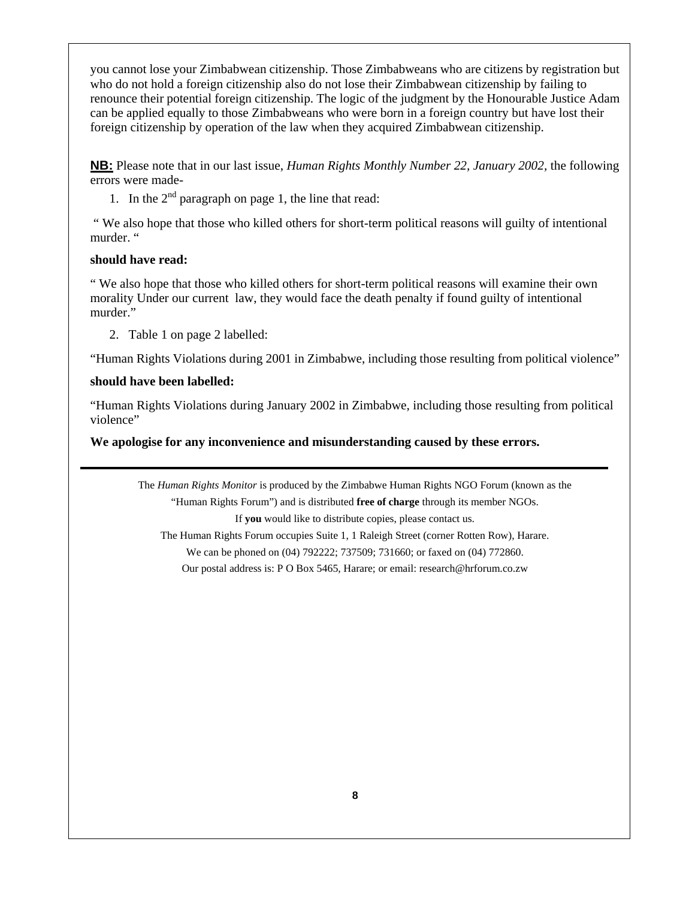you cannot lose your Zimbabwean citizenship. Those Zimbabweans who are citizens by registration but who do not hold a foreign citizenship also do not lose their Zimbabwean citizenship by failing to renounce their potential foreign citizenship. The logic of the judgment by the Honourable Justice Adam can be applied equally to those Zimbabweans who were born in a foreign country but have lost their foreign citizenship by operation of the law when they acquired Zimbabwean citizenship.

**NB:** Please note that in our last issue, *Human Rights Monthly Number 22, January 2002,* the following errors were made-

1. In the 2nd paragraph on page 1, the line that read:

" We also hope that those who killed others for short-term political reasons will guilty of intentional murder. "

**should have read:**

" We also hope that those who killed others for short-term political reasons will examine their own morality Under our current law, they would face the death penalty if found guilty of intentional murder."

2. Table 1 on page 2 labelled:

"Human Rights Violations during 2001 in Zimbabwe, including those resulting from political violence"

**should have been labelled:**

"Human Rights Violations during January 2002 in Zimbabwe, including those resulting from political violence"

**We apologise for any inconvenience and misunderstanding caused by these errors.**

---

The *Human Rights Monitor* is produced by the Zimbabwe Human Rights NGO Forum (known as the "Human Rights Forum") and is distributed **free of charge** through its member NGOs.

If **you** would like to distribute copies, please contact us.

The Human Rights Forum occupies Suite 1, 1 Raleigh Street (corner Rotten Row), Harare.

We can be phoned on (04) 792222; 737509; 731660; or faxed on (04) 772860.

Our postal address is: P O Box 5465, Harare; or email: research@hrforum.co.zw